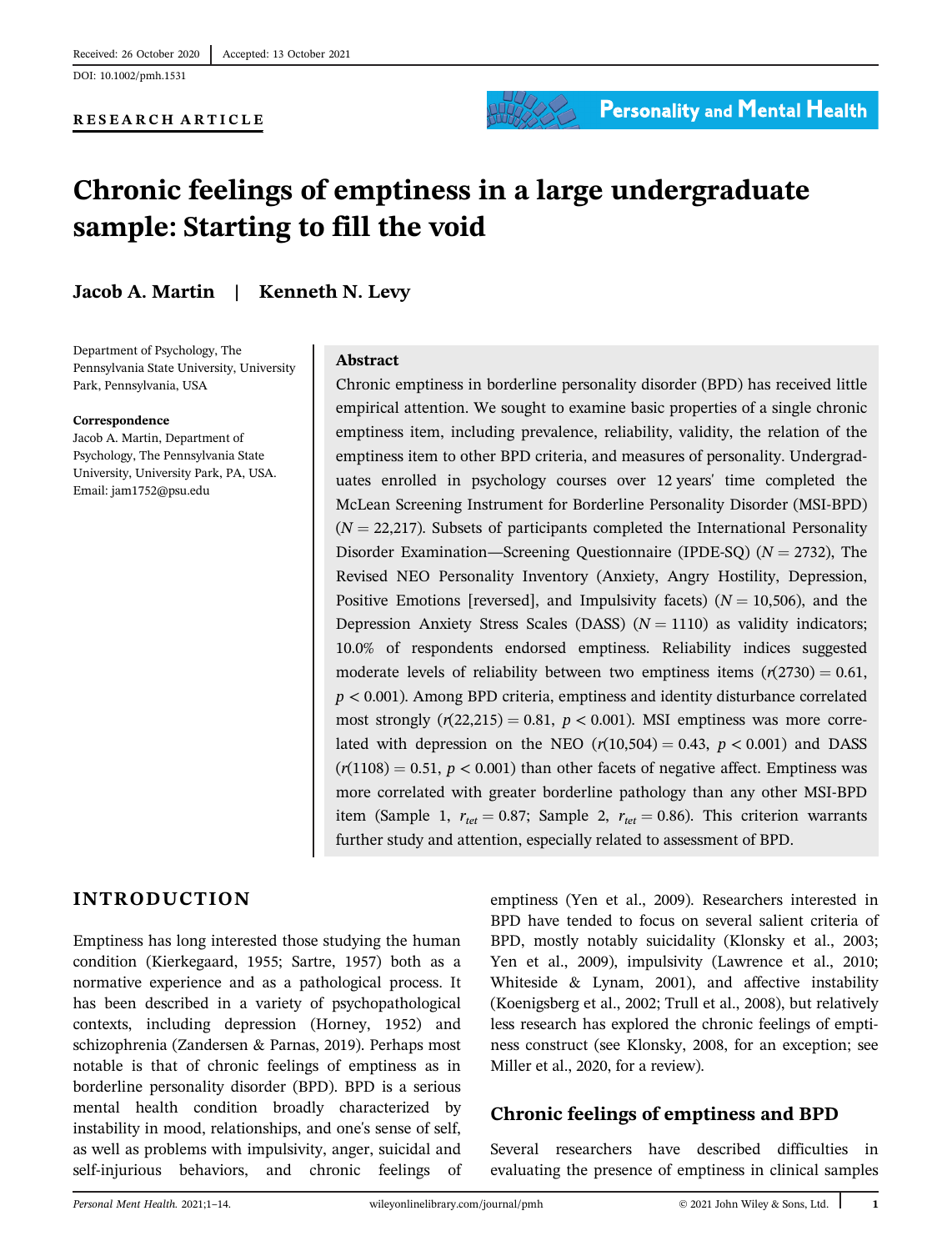Received: 26 October 2020 | Accepted: 13 October 2021

DOI: 10.1002/pmh.1531

**RESEARCH ARTICLE**

# Chronic feelings of emptiness in a large undergraduate sample: Starting to fill the void

**Jacob A. Martin | Kenneth N. Levy**

Department of Psychology, The Pennsylvania State University, University Park, Pennsylvania, USA

**Correspondence**
Jacob A. Martin, Department of Psychology, The Pennsylvania State University, University Park, PA, USA.
Email: jam1752@psu.edu

## Abstract

Chronic emptiness in borderline personality disorder (BPD) has received little empirical attention. We sought to examine basic properties of a single chronic emptiness item, including prevalence, reliability, validity, the relation of the emptiness item to other BPD criteria, and measures of personality. Undergraduates enrolled in psychology courses over 12 years' time completed the McLean Screening Instrument for Borderline Personality Disorder (MSI-BPD) ($N = 22{,}217$). Subsets of participants completed the International Personality Disorder Examination—Screening Questionnaire (IPDE-SQ) ($N = 2732$), The Revised NEO Personality Inventory (Anxiety, Angry Hostility, Depression, Positive Emotions [reversed], and Impulsivity facets) ($N = 10{,}506$), and the Depression Anxiety Stress Scales (DASS) ($N = 1110$) as validity indicators; 10.0% of respondents endorsed emptiness. Reliability indices suggested moderate levels of reliability between two emptiness items ($r(2730) = 0.61$, $p < 0.001$). Among BPD criteria, emptiness and identity disturbance correlated most strongly ($r(22{,}215) = 0.81$, $p < 0.001$). MSI emptiness was more correlated with depression on the NEO ($r(10{,}504) = 0.43$, $p < 0.001$) and DASS ($r(1108) = 0.51$, $p < 0.001$) than other facets of negative affect. Emptiness was more correlated with greater borderline pathology than any other MSI-BPD item (Sample 1, $r_{tet} = 0.87$; Sample 2, $r_{tet} = 0.86$). This criterion warrants further study and attention, especially related to assessment of BPD.

## INTRODUCTION

Emptiness has long interested those studying the human condition (Kierkegaard, 1955; Sartre, 1957) both as a normative experience and as a pathological process. It has been described in a variety of psychopathological contexts, including depression (Horney, 1952) and schizophrenia (Zandersen & Parnas, 2019). Perhaps most notable is that of chronic feelings of emptiness as in borderline personality disorder (BPD). BPD is a serious mental health condition broadly characterized by instability in mood, relationships, and one's sense of self, as well as problems with impulsivity, anger, suicidal and self-injurious behaviors, and chronic feelings of emptiness (Yen et al., 2009). Researchers interested in BPD have tended to focus on several salient criteria of BPD, mostly notably suicidality (Klonsky et al., 2003; Yen et al., 2009), impulsivity (Lawrence et al., 2010; Whiteside & Lynam, 2001), and affective instability (Koenigsberg et al., 2002; Trull et al., 2008), but relatively less research has explored the chronic feelings of emptiness construct (see Klonsky, 2008, for an exception; see Miller et al., 2020, for a review).

### Chronic feelings of emptiness and BPD

Several researchers have described difficulties in evaluating the presence of emptiness in clinical samples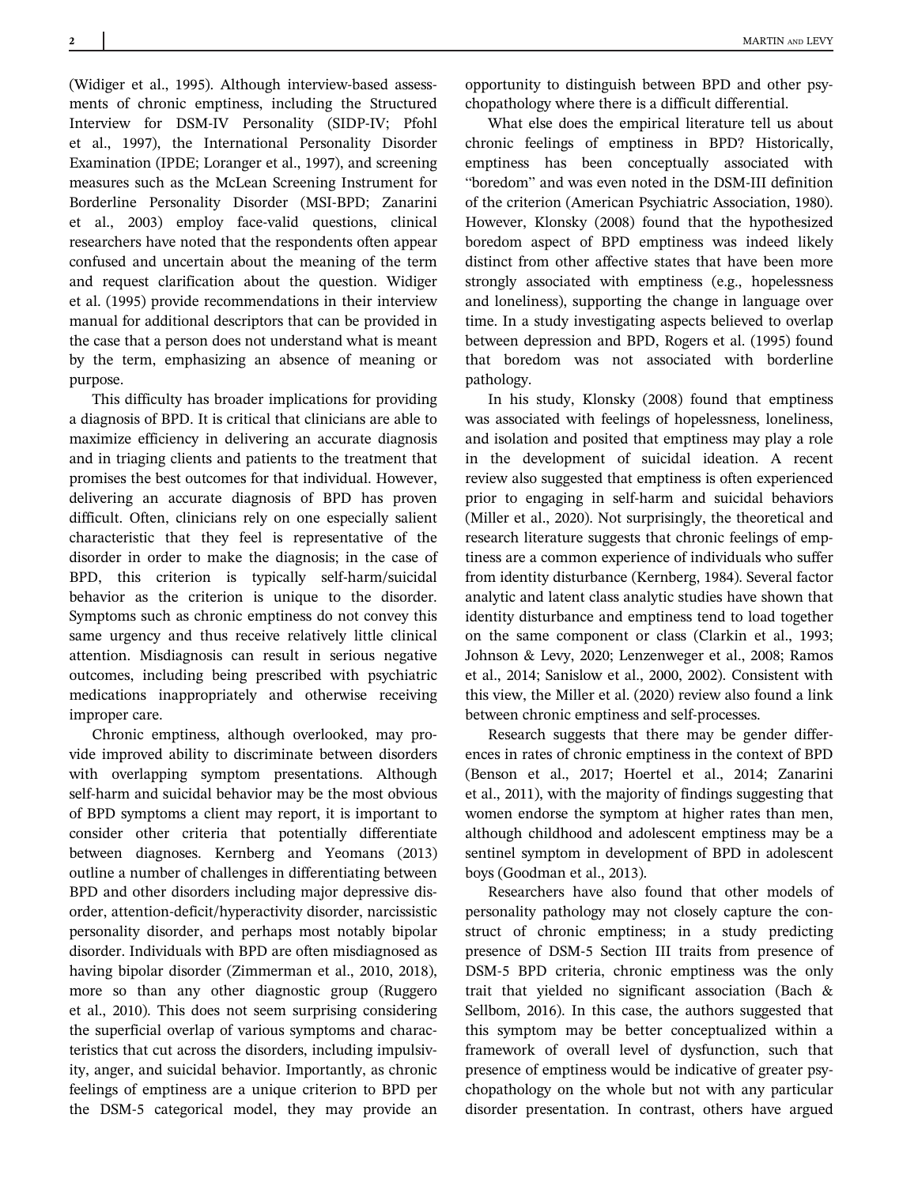(Widiger et al., 1995). Although interview-based assessments of chronic emptiness, including the Structured Interview for DSM-IV Personality (SIDP-IV; Pfohl et al., 1997), the International Personality Disorder Examination (IPDE; Loranger et al., 1997), and screening measures such as the McLean Screening Instrument for Borderline Personality Disorder (MSI-BPD; Zanarini et al., 2003) employ face-valid questions, clinical researchers have noted that the respondents often appear confused and uncertain about the meaning of the term and request clarification about the question. Widiger et al. (1995) provide recommendations in their interview manual for additional descriptors that can be provided in the case that a person does not understand what is meant by the term, emphasizing an absence of meaning or purpose.

This difficulty has broader implications for providing a diagnosis of BPD. It is critical that clinicians are able to maximize efficiency in delivering an accurate diagnosis and in triaging clients and patients to the treatment that promises the best outcomes for that individual. However, delivering an accurate diagnosis of BPD has proven difficult. Often, clinicians rely on one especially salient characteristic that they feel is representative of the disorder in order to make the diagnosis; in the case of BPD, this criterion is typically self-harm/suicidal behavior as the criterion is unique to the disorder. Symptoms such as chronic emptiness do not convey this same urgency and thus receive relatively little clinical attention. Misdiagnosis can result in serious negative outcomes, including being prescribed with psychiatric medications inappropriately and otherwise receiving improper care.

Chronic emptiness, although overlooked, may provide improved ability to discriminate between disorders with overlapping symptom presentations. Although self-harm and suicidal behavior may be the most obvious of BPD symptoms a client may report, it is important to consider other criteria that potentially differentiate between diagnoses. Kernberg and Yeomans (2013) outline a number of challenges in differentiating between BPD and other disorders including major depressive disorder, attention-deficit/hyperactivity disorder, narcissistic personality disorder, and perhaps most notably bipolar disorder. Individuals with BPD are often misdiagnosed as having bipolar disorder (Zimmerman et al., 2010, 2018), more so than any other diagnostic group (Ruggero et al., 2010). This does not seem surprising considering the superficial overlap of various symptoms and characteristics that cut across the disorders, including impulsivity, anger, and suicidal behavior. Importantly, as chronic feelings of emptiness are a unique criterion to BPD per the DSM-5 categorical model, they may provide an opportunity to distinguish between BPD and other psychopathology where there is a difficult differential.

What else does the empirical literature tell us about chronic feelings of emptiness in BPD? Historically, emptiness has been conceptually associated with "boredom" and was even noted in the DSM-III definition of the criterion (American Psychiatric Association, 1980). However, Klonsky (2008) found that the hypothesized boredom aspect of BPD emptiness was indeed likely distinct from other affective states that have been more strongly associated with emptiness (e.g., hopelessness and loneliness), supporting the change in language over time. In a study investigating aspects believed to overlap between depression and BPD, Rogers et al. (1995) found that boredom was not associated with borderline pathology.

In his study, Klonsky (2008) found that emptiness was associated with feelings of hopelessness, loneliness, and isolation and posited that emptiness may play a role in the development of suicidal ideation. A recent review also suggested that emptiness is often experienced prior to engaging in self-harm and suicidal behaviors (Miller et al., 2020). Not surprisingly, the theoretical and research literature suggests that chronic feelings of emptiness are a common experience of individuals who suffer from identity disturbance (Kernberg, 1984). Several factor analytic and latent class analytic studies have shown that identity disturbance and emptiness tend to load together on the same component or class (Clarkin et al., 1993; Johnson & Levy, 2020; Lenzenweger et al., 2008; Ramos et al., 2014; Sanislow et al., 2000, 2002). Consistent with this view, the Miller et al. (2020) review also found a link between chronic emptiness and self-processes.

Research suggests that there may be gender differences in rates of chronic emptiness in the context of BPD (Benson et al., 2017; Hoertel et al., 2014; Zanarini et al., 2011), with the majority of findings suggesting that women endorse the symptom at higher rates than men, although childhood and adolescent emptiness may be a sentinel symptom in development of BPD in adolescent boys (Goodman et al., 2013).

Researchers have also found that other models of personality pathology may not closely capture the construct of chronic emptiness; in a study predicting presence of DSM-5 Section III traits from presence of DSM-5 BPD criteria, chronic emptiness was the only trait that yielded no significant association (Bach & Sellbom, 2016). In this case, the authors suggested that this symptom may be better conceptualized within a framework of overall level of dysfunction, such that presence of emptiness would be indicative of greater psychopathology on the whole but not with any particular disorder presentation. In contrast, others have argued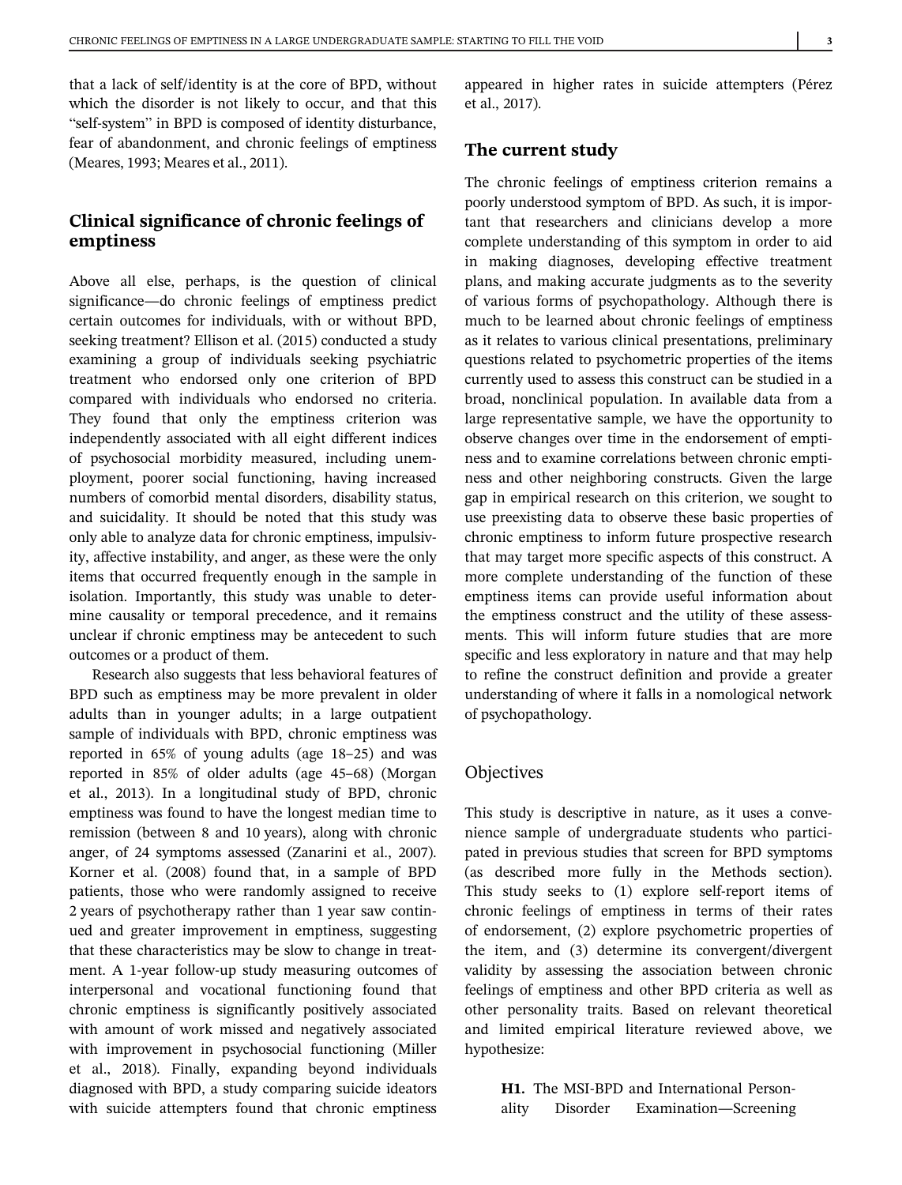that a lack of self/identity is at the core of BPD, without which the disorder is not likely to occur, and that this "self-system" in BPD is composed of identity disturbance, fear of abandonment, and chronic feelings of emptiness (Meares, 1993; Meares et al., 2011).

## Clinical significance of chronic feelings of emptiness

Above all else, perhaps, is the question of clinical significance—do chronic feelings of emptiness predict certain outcomes for individuals, with or without BPD, seeking treatment? Ellison et al. (2015) conducted a study examining a group of individuals seeking psychiatric treatment who endorsed only one criterion of BPD compared with individuals who endorsed no criteria. They found that only the emptiness criterion was independently associated with all eight different indices of psychosocial morbidity measured, including unemployment, poorer social functioning, having increased numbers of comorbid mental disorders, disability status, and suicidality. It should be noted that this study was only able to analyze data for chronic emptiness, impulsivity, affective instability, and anger, as these were the only items that occurred frequently enough in the sample in isolation. Importantly, this study was unable to determine causality or temporal precedence, and it remains unclear if chronic emptiness may be antecedent to such outcomes or a product of them.

Research also suggests that less behavioral features of BPD such as emptiness may be more prevalent in older adults than in younger adults; in a large outpatient sample of individuals with BPD, chronic emptiness was reported in 65% of young adults (age 18–25) and was reported in 85% of older adults (age 45–68) (Morgan et al., 2013). In a longitudinal study of BPD, chronic emptiness was found to have the longest median time to remission (between 8 and 10 years), along with chronic anger, of 24 symptoms assessed (Zanarini et al., 2007). Korner et al. (2008) found that, in a sample of BPD patients, those who were randomly assigned to receive 2 years of psychotherapy rather than 1 year saw continued and greater improvement in emptiness, suggesting that these characteristics may be slow to change in treatment. A 1-year follow-up study measuring outcomes of interpersonal and vocational functioning found that chronic emptiness is significantly positively associated with amount of work missed and negatively associated with improvement in psychosocial functioning (Miller et al., 2018). Finally, expanding beyond individuals diagnosed with BPD, a study comparing suicide ideators with suicide attempters found that chronic emptiness appeared in higher rates in suicide attempters (Pérez et al., 2017).

## The current study

The chronic feelings of emptiness criterion remains a poorly understood symptom of BPD. As such, it is important that researchers and clinicians develop a more complete understanding of this symptom in order to aid in making diagnoses, developing effective treatment plans, and making accurate judgments as to the severity of various forms of psychopathology. Although there is much to be learned about chronic feelings of emptiness as it relates to various clinical presentations, preliminary questions related to psychometric properties of the items currently used to assess this construct can be studied in a broad, nonclinical population. In available data from a large representative sample, we have the opportunity to observe changes over time in the endorsement of emptiness and to examine correlations between chronic emptiness and other neighboring constructs. Given the large gap in empirical research on this criterion, we sought to use preexisting data to observe these basic properties of chronic emptiness to inform future prospective research that may target more specific aspects of this construct. A more complete understanding of the function of these emptiness items can provide useful information about the emptiness construct and the utility of these assessments. This will inform future studies that are more specific and less exploratory in nature and that may help to refine the construct definition and provide a greater understanding of where it falls in a nomological network of psychopathology.

### Objectives

This study is descriptive in nature, as it uses a convenience sample of undergraduate students who participated in previous studies that screen for BPD symptoms (as described more fully in the Methods section). This study seeks to (1) explore self-report items of chronic feelings of emptiness in terms of their rates of endorsement, (2) explore psychometric properties of the item, and (3) determine its convergent/divergent validity by assessing the association between chronic feelings of emptiness and other BPD criteria as well as other personality traits. Based on relevant theoretical and limited empirical literature reviewed above, we hypothesize:

**H1.** The MSI-BPD and International Personality Disorder Examination—Screening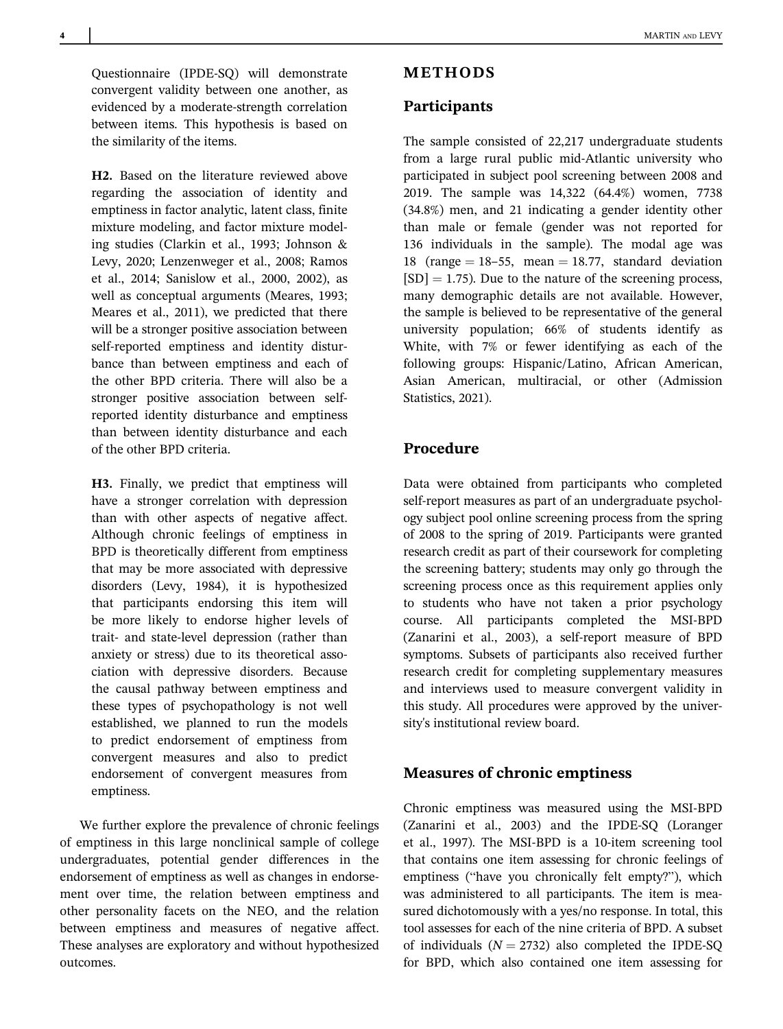Questionnaire (IPDE-SQ) will demonstrate convergent validity between one another, as evidenced by a moderate-strength correlation between items. This hypothesis is based on the similarity of the items.

**H2.** Based on the literature reviewed above regarding the association of identity and emptiness in factor analytic, latent class, finite mixture modeling, and factor mixture modeling studies (Clarkin et al., 1993; Johnson & Levy, 2020; Lenzenweger et al., 2008; Ramos et al., 2014; Sanislow et al., 2000, 2002), as well as conceptual arguments (Meares, 1993; Meares et al., 2011), we predicted that there will be a stronger positive association between self-reported emptiness and identity disturbance than between emptiness and each of the other BPD criteria. There will also be a stronger positive association between self-reported identity disturbance and emptiness than between identity disturbance and each of the other BPD criteria.

**H3.** Finally, we predict that emptiness will have a stronger correlation with depression than with other aspects of negative affect. Although chronic feelings of emptiness in BPD is theoretically different from emptiness that may be more associated with depressive disorders (Levy, 1984), it is hypothesized that participants endorsing this item will be more likely to endorse higher levels of trait- and state-level depression (rather than anxiety or stress) due to its theoretical association with depressive disorders. Because the causal pathway between emptiness and these types of psychopathology is not well established, we planned to run the models to predict endorsement of emptiness from convergent measures and also to predict endorsement of convergent measures from emptiness.

We further explore the prevalence of chronic feelings of emptiness in this large nonclinical sample of college undergraduates, potential gender differences in the endorsement of emptiness as well as changes in endorsement over time, the relation between emptiness and other personality facets on the NEO, and the relation between emptiness and measures of negative affect. These analyses are exploratory and without hypothesized outcomes.

# METHODS

## Participants

The sample consisted of 22,217 undergraduate students from a large rural public mid-Atlantic university who participated in subject pool screening between 2008 and 2019. The sample was 14,322 (64.4%) women, 7738 (34.8%) men, and 21 indicating a gender identity other than male or female (gender was not reported for 136 individuals in the sample). The modal age was 18 (range = 18–55, mean = 18.77, standard deviation [SD] = 1.75). Due to the nature of the screening process, many demographic details are not available. However, the sample is believed to be representative of the general university population; 66% of students identify as White, with 7% or fewer identifying as each of the following groups: Hispanic/Latino, African American, Asian American, multiracial, or other (Admission Statistics, 2021).

## Procedure

Data were obtained from participants who completed self-report measures as part of an undergraduate psychology subject pool online screening process from the spring of 2008 to the spring of 2019. Participants were granted research credit as part of their coursework for completing the screening battery; students may only go through the screening process once as this requirement applies only to students who have not taken a prior psychology course. All participants completed the MSI-BPD (Zanarini et al., 2003), a self-report measure of BPD symptoms. Subsets of participants also received further research credit for completing supplementary measures and interviews used to measure convergent validity in this study. All procedures were approved by the university's institutional review board.

## Measures of chronic emptiness

Chronic emptiness was measured using the MSI-BPD (Zanarini et al., 2003) and the IPDE-SQ (Loranger et al., 1997). The MSI-BPD is a 10-item screening tool that contains one item assessing for chronic feelings of emptiness ("have you chronically felt empty?"), which was administered to all participants. The item is measured dichotomously with a yes/no response. In total, this tool assesses for each of the nine criteria of BPD. A subset of individuals ($N = 2732$) also completed the IPDE-SQ for BPD, which also contained one item assessing for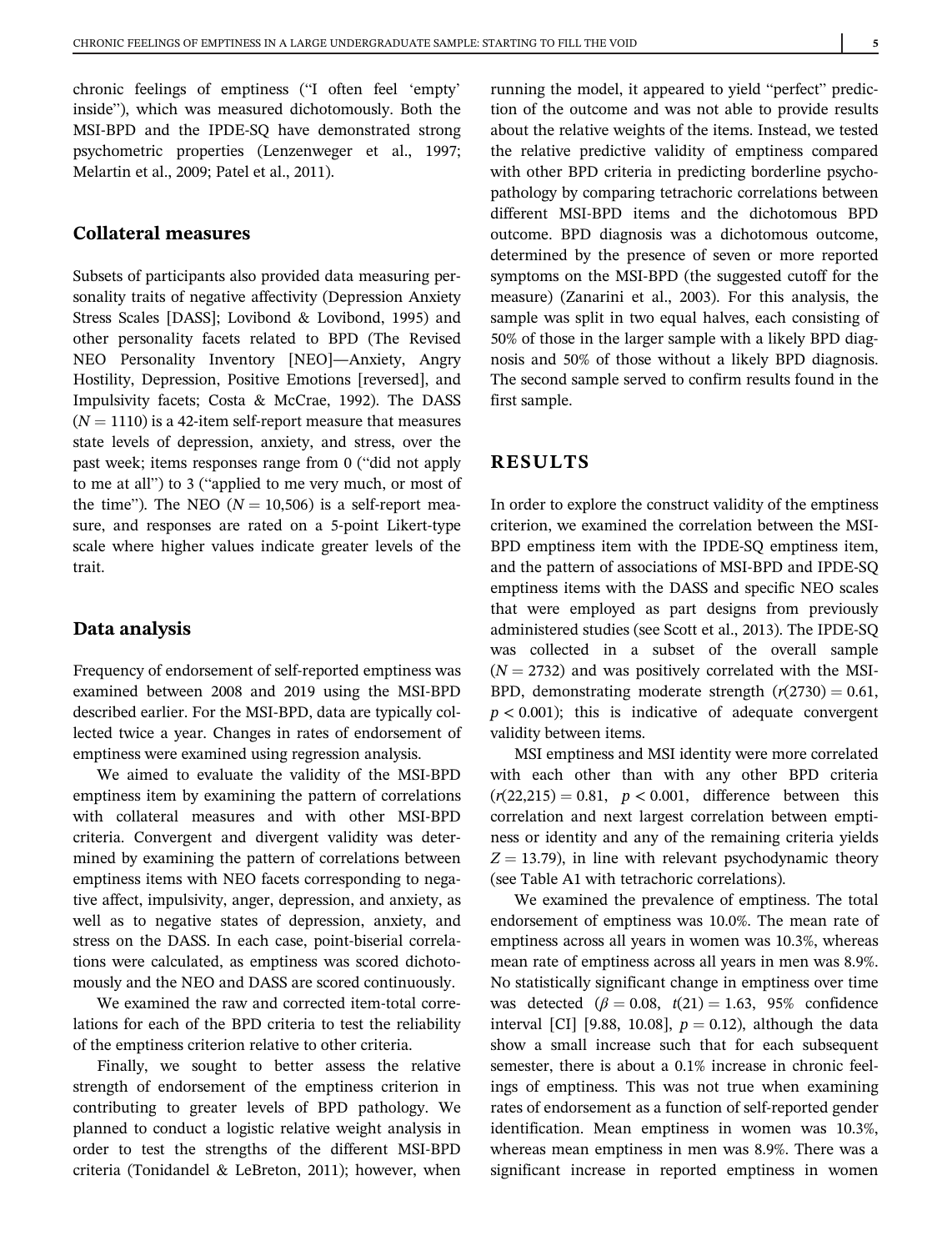chronic feelings of emptiness ("I often feel 'empty' inside"), which was measured dichotomously. Both the MSI-BPD and the IPDE-SQ have demonstrated strong psychometric properties (Lenzenweger et al., 1997; Melartin et al., 2009; Patel et al., 2011).

## Collateral measures

Subsets of participants also provided data measuring personality traits of negative affectivity (Depression Anxiety Stress Scales [DASS]; Lovibond & Lovibond, 1995) and other personality facets related to BPD (The Revised NEO Personality Inventory [NEO]—Anxiety, Angry Hostility, Depression, Positive Emotions [reversed], and Impulsivity facets; Costa & McCrae, 1992). The DASS ($N = 1110$) is a 42-item self-report measure that measures state levels of depression, anxiety, and stress, over the past week; items responses range from 0 ("did not apply to me at all") to 3 ("applied to me very much, or most of the time"). The NEO ($N = 10{,}506$) is a self-report measure, and responses are rated on a 5-point Likert-type scale where higher values indicate greater levels of the trait.

## Data analysis

Frequency of endorsement of self-reported emptiness was examined between 2008 and 2019 using the MSI-BPD described earlier. For the MSI-BPD, data are typically collected twice a year. Changes in rates of endorsement of emptiness were examined using regression analysis.

We aimed to evaluate the validity of the MSI-BPD emptiness item by examining the pattern of correlations with collateral measures and with other MSI-BPD criteria. Convergent and divergent validity was determined by examining the pattern of correlations between emptiness items with NEO facets corresponding to negative affect, impulsivity, anger, depression, and anxiety, as well as to negative states of depression, anxiety, and stress on the DASS. In each case, point-biserial correlations were calculated, as emptiness was scored dichotomously and the NEO and DASS are scored continuously.

We examined the raw and corrected item-total correlations for each of the BPD criteria to test the reliability of the emptiness criterion relative to other criteria.

Finally, we sought to better assess the relative strength of endorsement of the emptiness criterion in contributing to greater levels of BPD pathology. We planned to conduct a logistic relative weight analysis in order to test the strengths of the different MSI-BPD criteria (Tonidandel & LeBreton, 2011); however, when running the model, it appeared to yield "perfect" prediction of the outcome and was not able to provide results about the relative weights of the items. Instead, we tested the relative predictive validity of emptiness compared with other BPD criteria in predicting borderline psychopathology by comparing tetrachoric correlations between different MSI-BPD items and the dichotomous BPD outcome. BPD diagnosis was a dichotomous outcome, determined by the presence of seven or more reported symptoms on the MSI-BPD (the suggested cutoff for the measure) (Zanarini et al., 2003). For this analysis, the sample was split in two equal halves, each consisting of 50% of those in the larger sample with a likely BPD diagnosis and 50% of those without a likely BPD diagnosis. The second sample served to confirm results found in the first sample.

# RESULTS

In order to explore the construct validity of the emptiness criterion, we examined the correlation between the MSI-BPD emptiness item with the IPDE-SQ emptiness item, and the pattern of associations of MSI-BPD and IPDE-SQ emptiness items with the DASS and specific NEO scales that were employed as part designs from previously administered studies (see Scott et al., 2013). The IPDE-SQ was collected in a subset of the overall sample ($N = 2732$) and was positively correlated with the MSI-BPD, demonstrating moderate strength ($r(2730) = 0.61$, $p < 0.001$); this is indicative of adequate convergent validity between items.

MSI emptiness and MSI identity were more correlated with each other than with any other BPD criteria ($r(22{,}215) = 0.81$, $p < 0.001$, difference between this correlation and next largest correlation between emptiness or identity and any of the remaining criteria yields $Z = 13.79$), in line with relevant psychodynamic theory (see Table A1 with tetrachoric correlations).

We examined the prevalence of emptiness. The total endorsement of emptiness was 10.0%. The mean rate of emptiness across all years in women was 10.3%, whereas mean rate of emptiness across all years in men was 8.9%. No statistically significant change in emptiness over time was detected ($\beta = 0.08$, $t(21) = 1.63$, 95% confidence interval [CI] [9.88, 10.08], $p = 0.12$), although the data show a small increase such that for each subsequent semester, there is about a 0.1% increase in chronic feelings of emptiness. This was not true when examining rates of endorsement as a function of self-reported gender identification. Mean emptiness in women was 10.3%, whereas mean emptiness in men was 8.9%. There was a significant increase in reported emptiness in women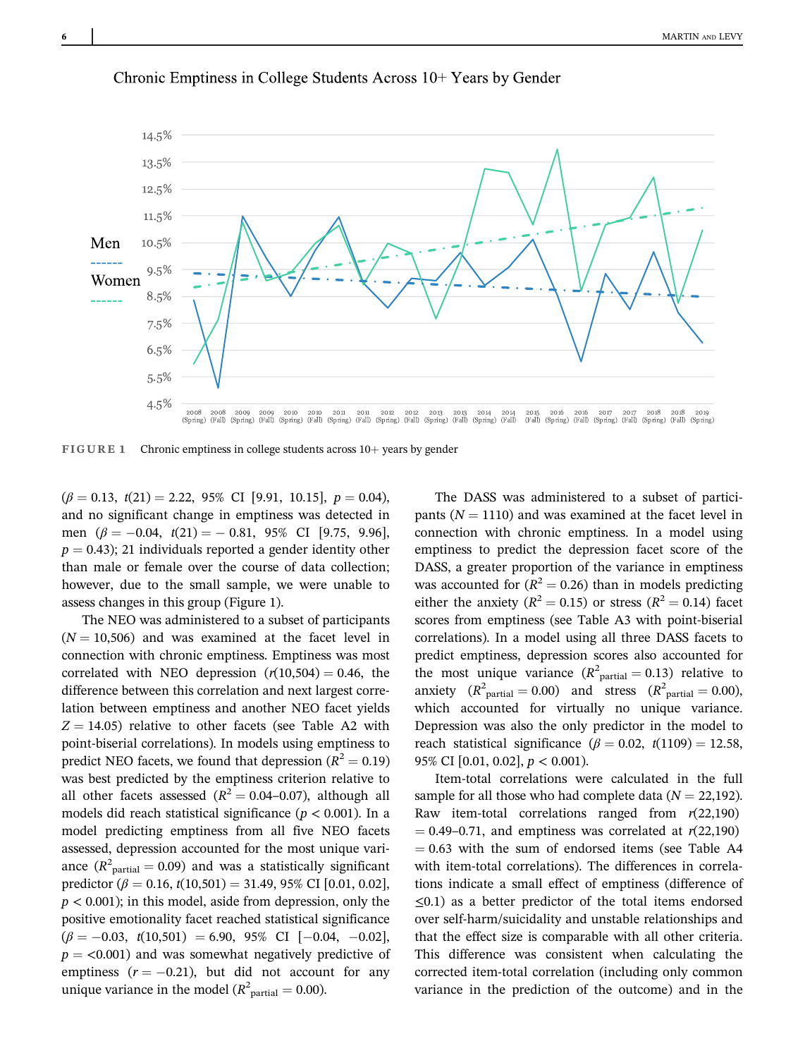FIGURE 1 Chronic emptiness in college students across 10+ years by gender

($\beta = 0.13$, $t(21) = 2.22$, 95% CI [9.91, 10.15], $p = 0.04$), and no significant change in emptiness was detected in men ($\beta = -0.04$, $t(21) = -0.81$, 95% CI [9.75, 9.96], $p = 0.43$); 21 individuals reported a gender identity other than male or female over the course of data collection; however, due to the small sample, we were unable to assess changes in this group (Figure 1).

The NEO was administered to a subset of participants ($N = 10{,}506$) and was examined at the facet level in connection with chronic emptiness. Emptiness was most correlated with NEO depression ($r(10{,}504) = 0.46$, the difference between this correlation and next largest correlation between emptiness and another NEO facet yields $Z = 14.05$) relative to other facets (see Table A2 with point-biserial correlations). In models using emptiness to predict NEO facets, we found that depression ($R^2 = 0.19$) was best predicted by the emptiness criterion relative to all other facets assessed ($R^2 = 0.04$–$0.07$), although all models did reach statistical significance ($p < 0.001$). In a model predicting emptiness from all five NEO facets assessed, depression accounted for the most unique variance ($R^2_{\text{partial}} = 0.09$) and was a statistically significant predictor ($\beta = 0.16$, $t(10{,}501) = 31.49$, 95% CI [0.01, 0.02], $p < 0.001$); in this model, aside from depression, only the positive emotionality facet reached statistical significance ($\beta = -0.03$, $t(10{,}501) = 6.90$, 95% CI $[-0.04, -0.02]$, $p = <0.001$) and was somewhat negatively predictive of emptiness ($r = -0.21$), but did not account for any unique variance in the model ($R^2_{\text{partial}} = 0.00$).

The DASS was administered to a subset of participants ($N = 1110$) and was examined at the facet level in connection with chronic emptiness. In a model using emptiness to predict the depression facet score of the DASS, a greater proportion of the variance in emptiness was accounted for ($R^2 = 0.26$) than in models predicting either the anxiety ($R^2 = 0.15$) or stress ($R^2 = 0.14$) facet scores from emptiness (see Table A3 with point-biserial correlations). In a model using all three DASS facets to predict emptiness, depression scores also accounted for the most unique variance ($R^2_{\text{partial}} = 0.13$) relative to anxiety ($R^2_{\text{partial}} = 0.00$) and stress ($R^2_{\text{partial}} = 0.00$), which accounted for virtually no unique variance. Depression was also the only predictor in the model to reach statistical significance ($\beta = 0.02$, $t(1109) = 12.58$, 95% CI [0.01, 0.02], $p < 0.001$).

Item-total correlations were calculated in the full sample for all those who had complete data ($N = 22{,}192$). Raw item-total correlations ranged from $r(22{,}190) = 0.49$–$0.71$, and emptiness was correlated at $r(22{,}190) = 0.63$ with the sum of endorsed items (see Table A4 with item-total correlations). The differences in correlations indicate a small effect of emptiness (difference of $\leq 0.1$) as a better predictor of the total items endorsed over self-harm/suicidality and unstable relationships and that the effect size is comparable with all other criteria. This difference was consistent when calculating the corrected item-total correlation (including only common variance in the prediction of the outcome) and in the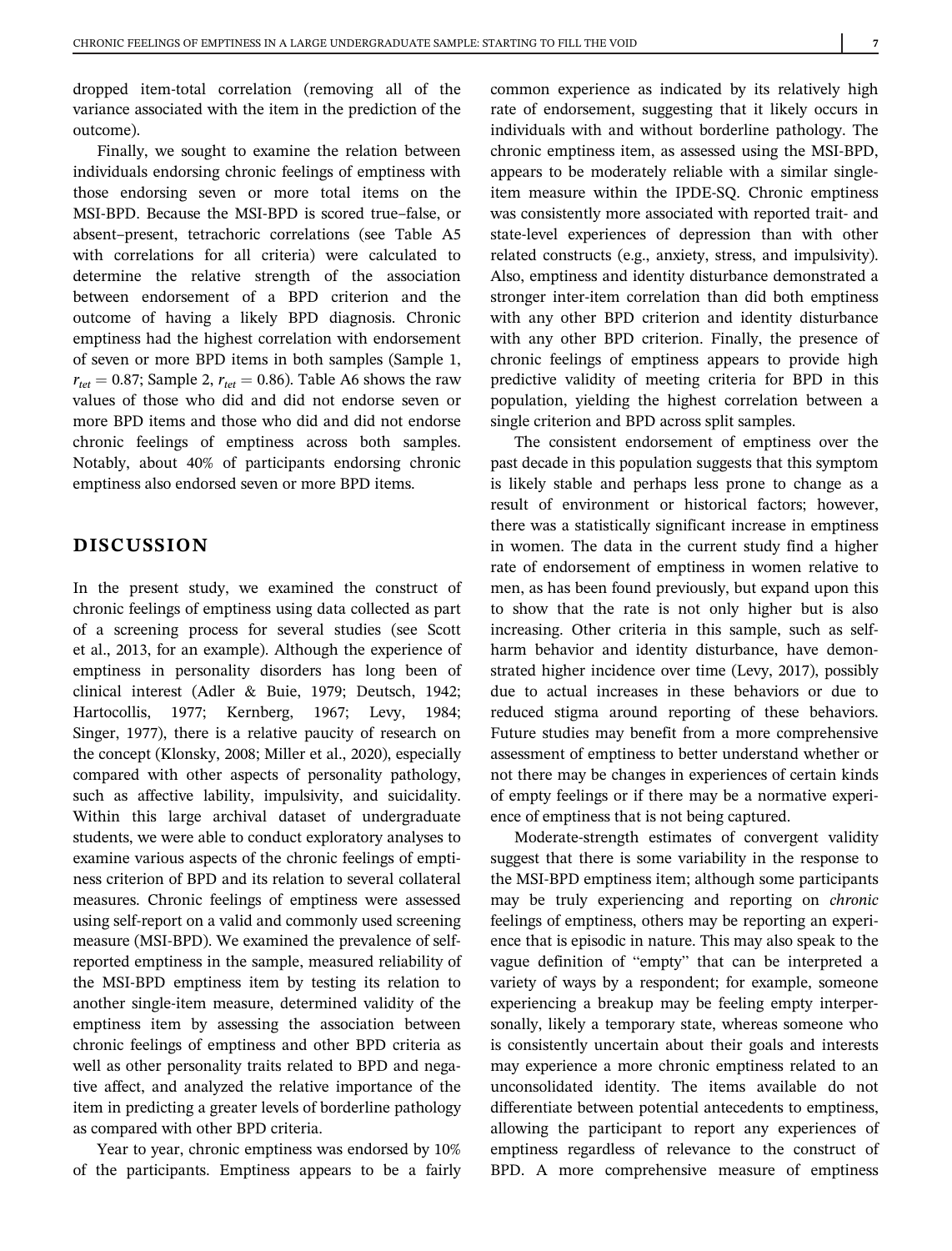dropped item-total correlation (removing all of the variance associated with the item in the prediction of the outcome).

Finally, we sought to examine the relation between individuals endorsing chronic feelings of emptiness with those endorsing seven or more total items on the MSI-BPD. Because the MSI-BPD is scored true–false, or absent–present, tetrachoric correlations (see Table A5 with correlations for all criteria) were calculated to determine the relative strength of the association between endorsement of a BPD criterion and the outcome of having a likely BPD diagnosis. Chronic emptiness had the highest correlation with endorsement of seven or more BPD items in both samples (Sample 1, $r_{tet} = 0.87$; Sample 2, $r_{tet} = 0.86$). Table A6 shows the raw values of those who did and did not endorse seven or more BPD items and those who did and did not endorse chronic feelings of emptiness across both samples. Notably, about 40% of participants endorsing chronic emptiness also endorsed seven or more BPD items.

## DISCUSSION

In the present study, we examined the construct of chronic feelings of emptiness using data collected as part of a screening process for several studies (see Scott et al., 2013, for an example). Although the experience of emptiness in personality disorders has long been of clinical interest (Adler & Buie, 1979; Deutsch, 1942; Hartocollis, 1977; Kernberg, 1967; Levy, 1984; Singer, 1977), there is a relative paucity of research on the concept (Klonsky, 2008; Miller et al., 2020), especially compared with other aspects of personality pathology, such as affective lability, impulsivity, and suicidality. Within this large archival dataset of undergraduate students, we were able to conduct exploratory analyses to examine various aspects of the chronic feelings of emptiness criterion of BPD and its relation to several collateral measures. Chronic feelings of emptiness were assessed using self-report on a valid and commonly used screening measure (MSI-BPD). We examined the prevalence of self-reported emptiness in the sample, measured reliability of the MSI-BPD emptiness item by testing its relation to another single-item measure, determined validity of the emptiness item by assessing the association between chronic feelings of emptiness and other BPD criteria as well as other personality traits related to BPD and negative affect, and analyzed the relative importance of the item in predicting a greater levels of borderline pathology as compared with other BPD criteria.

Year to year, chronic emptiness was endorsed by 10% of the participants. Emptiness appears to be a fairly common experience as indicated by its relatively high rate of endorsement, suggesting that it likely occurs in individuals with and without borderline pathology. The chronic emptiness item, as assessed using the MSI-BPD, appears to be moderately reliable with a similar single-item measure within the IPDE-SQ. Chronic emptiness was consistently more associated with reported trait- and state-level experiences of depression than with other related constructs (e.g., anxiety, stress, and impulsivity). Also, emptiness and identity disturbance demonstrated a stronger inter-item correlation than did both emptiness with any other BPD criterion and identity disturbance with any other BPD criterion. Finally, the presence of chronic feelings of emptiness appears to provide high predictive validity of meeting criteria for BPD in this population, yielding the highest correlation between a single criterion and BPD across split samples.

The consistent endorsement of emptiness over the past decade in this population suggests that this symptom is likely stable and perhaps less prone to change as a result of environment or historical factors; however, there was a statistically significant increase in emptiness in women. The data in the current study find a higher rate of endorsement of emptiness in women relative to men, as has been found previously, but expand upon this to show that the rate is not only higher but is also increasing. Other criteria in this sample, such as self-harm behavior and identity disturbance, have demonstrated higher incidence over time (Levy, 2017), possibly due to actual increases in these behaviors or due to reduced stigma around reporting of these behaviors. Future studies may benefit from a more comprehensive assessment of emptiness to better understand whether or not there may be changes in experiences of certain kinds of empty feelings or if there may be a normative experience of emptiness that is not being captured.

Moderate-strength estimates of convergent validity suggest that there is some variability in the response to the MSI-BPD emptiness item; although some participants may be truly experiencing and reporting on *chronic* feelings of emptiness, others may be reporting an experience that is episodic in nature. This may also speak to the vague definition of "empty" that can be interpreted a variety of ways by a respondent; for example, someone experiencing a breakup may be feeling empty interpersonally, likely a temporary state, whereas someone who is consistently uncertain about their goals and interests may experience a more chronic emptiness related to an unconsolidated identity. The items available do not differentiate between potential antecedents to emptiness, allowing the participant to report any experiences of emptiness regardless of relevance to the construct of BPD. A more comprehensive measure of emptiness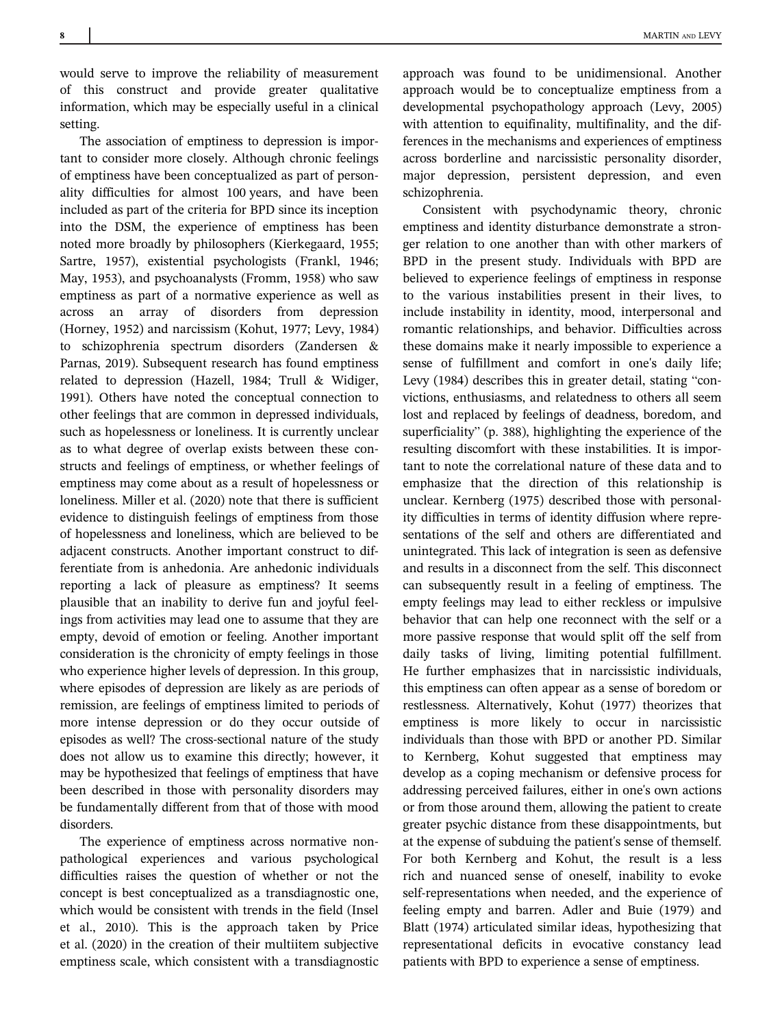would serve to improve the reliability of measurement of this construct and provide greater qualitative information, which may be especially useful in a clinical setting.

The association of emptiness to depression is important to consider more closely. Although chronic feelings of emptiness have been conceptualized as part of personality difficulties for almost 100 years, and have been included as part of the criteria for BPD since its inception into the DSM, the experience of emptiness has been noted more broadly by philosophers (Kierkegaard, 1955; Sartre, 1957), existential psychologists (Frankl, 1946; May, 1953), and psychoanalysts (Fromm, 1958) who saw emptiness as part of a normative experience as well as across an array of disorders from depression (Horney, 1952) and narcissism (Kohut, 1977; Levy, 1984) to schizophrenia spectrum disorders (Zandersen & Parnas, 2019). Subsequent research has found emptiness related to depression (Hazell, 1984; Trull & Widiger, 1991). Others have noted the conceptual connection to other feelings that are common in depressed individuals, such as hopelessness or loneliness. It is currently unclear as to what degree of overlap exists between these constructs and feelings of emptiness, or whether feelings of emptiness may come about as a result of hopelessness or loneliness. Miller et al. (2020) note that there is sufficient evidence to distinguish feelings of emptiness from those of hopelessness and loneliness, which are believed to be adjacent constructs. Another important construct to differentiate from is anhedonia. Are anhedonic individuals reporting a lack of pleasure as emptiness? It seems plausible that an inability to derive fun and joyful feelings from activities may lead one to assume that they are empty, devoid of emotion or feeling. Another important consideration is the chronicity of empty feelings in those who experience higher levels of depression. In this group, where episodes of depression are likely as are periods of remission, are feelings of emptiness limited to periods of more intense depression or do they occur outside of episodes as well? The cross-sectional nature of the study does not allow us to examine this directly; however, it may be hypothesized that feelings of emptiness that have been described in those with personality disorders may be fundamentally different from that of those with mood disorders.

The experience of emptiness across normative nonpathological experiences and various psychological difficulties raises the question of whether or not the concept is best conceptualized as a transdiagnostic one, which would be consistent with trends in the field (Insel et al., 2010). This is the approach taken by Price et al. (2020) in the creation of their multiitem subjective emptiness scale, which consistent with a transdiagnostic approach was found to be unidimensional. Another approach would be to conceptualize emptiness from a developmental psychopathology approach (Levy, 2005) with attention to equifinality, multifinality, and the differences in the mechanisms and experiences of emptiness across borderline and narcissistic personality disorder, major depression, persistent depression, and even schizophrenia.

Consistent with psychodynamic theory, chronic emptiness and identity disturbance demonstrate a stronger relation to one another than with other markers of BPD in the present study. Individuals with BPD are believed to experience feelings of emptiness in response to the various instabilities present in their lives, to include instability in identity, mood, interpersonal and romantic relationships, and behavior. Difficulties across these domains make it nearly impossible to experience a sense of fulfillment and comfort in one's daily life; Levy (1984) describes this in greater detail, stating "convictions, enthusiasms, and relatedness to others all seem lost and replaced by feelings of deadness, boredom, and superficiality" (p. 388), highlighting the experience of the resulting discomfort with these instabilities. It is important to note the correlational nature of these data and to emphasize that the direction of this relationship is unclear. Kernberg (1975) described those with personality difficulties in terms of identity diffusion where representations of the self and others are differentiated and unintegrated. This lack of integration is seen as defensive and results in a disconnect from the self. This disconnect can subsequently result in a feeling of emptiness. The empty feelings may lead to either reckless or impulsive behavior that can help one reconnect with the self or a more passive response that would split off the self from daily tasks of living, limiting potential fulfillment. He further emphasizes that in narcissistic individuals, this emptiness can often appear as a sense of boredom or restlessness. Alternatively, Kohut (1977) theorizes that emptiness is more likely to occur in narcissistic individuals than those with BPD or another PD. Similar to Kernberg, Kohut suggested that emptiness may develop as a coping mechanism or defensive process for addressing perceived failures, either in one's own actions or from those around them, allowing the patient to create greater psychic distance from these disappointments, but at the expense of subduing the patient's sense of themself. For both Kernberg and Kohut, the result is a less rich and nuanced sense of oneself, inability to evoke self-representations when needed, and the experience of feeling empty and barren. Adler and Buie (1979) and Blatt (1974) articulated similar ideas, hypothesizing that representational deficits in evocative constancy lead patients with BPD to experience a sense of emptiness.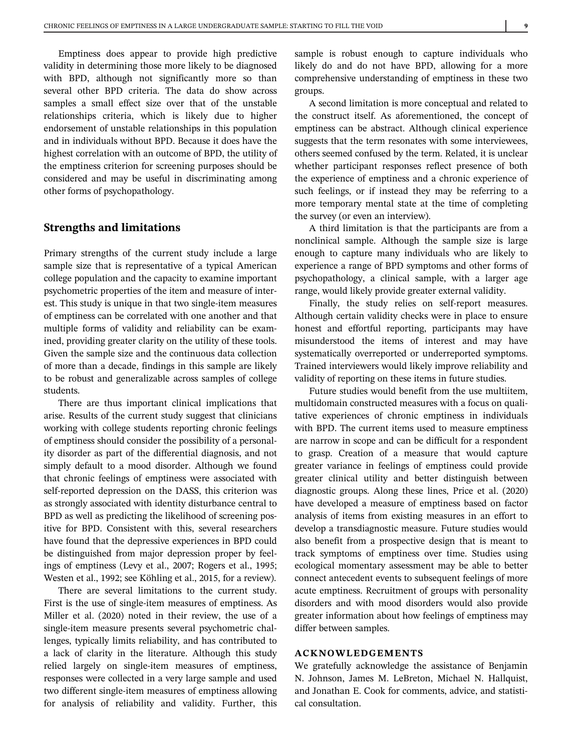Emptiness does appear to provide high predictive validity in determining those more likely to be diagnosed with BPD, although not significantly more so than several other BPD criteria. The data do show across samples a small effect size over that of the unstable relationships criteria, which is likely due to higher endorsement of unstable relationships in this population and in individuals without BPD. Because it does have the highest correlation with an outcome of BPD, the utility of the emptiness criterion for screening purposes should be considered and may be useful in discriminating among other forms of psychopathology.

## Strengths and limitations

Primary strengths of the current study include a large sample size that is representative of a typical American college population and the capacity to examine important psychometric properties of the item and measure of interest. This study is unique in that two single-item measures of emptiness can be correlated with one another and that multiple forms of validity and reliability can be examined, providing greater clarity on the utility of these tools. Given the sample size and the continuous data collection of more than a decade, findings in this sample are likely to be robust and generalizable across samples of college students.

There are thus important clinical implications that arise. Results of the current study suggest that clinicians working with college students reporting chronic feelings of emptiness should consider the possibility of a personality disorder as part of the differential diagnosis, and not simply default to a mood disorder. Although we found that chronic feelings of emptiness were associated with self-reported depression on the DASS, this criterion was as strongly associated with identity disturbance central to BPD as well as predicting the likelihood of screening positive for BPD. Consistent with this, several researchers have found that the depressive experiences in BPD could be distinguished from major depression proper by feelings of emptiness (Levy et al., 2007; Rogers et al., 1995; Westen et al., 1992; see Köhling et al., 2015, for a review).

There are several limitations to the current study. First is the use of single-item measures of emptiness. As Miller et al. (2020) noted in their review, the use of a single-item measure presents several psychometric challenges, typically limits reliability, and has contributed to a lack of clarity in the literature. Although this study relied largely on single-item measures of emptiness, responses were collected in a very large sample and used two different single-item measures of emptiness allowing for analysis of reliability and validity. Further, this sample is robust enough to capture individuals who likely do and do not have BPD, allowing for a more comprehensive understanding of emptiness in these two groups.

A second limitation is more conceptual and related to the construct itself. As aforementioned, the concept of emptiness can be abstract. Although clinical experience suggests that the term resonates with some interviewees, others seemed confused by the term. Related, it is unclear whether participant responses reflect presence of both the experience of emptiness and a chronic experience of such feelings, or if instead they may be referring to a more temporary mental state at the time of completing the survey (or even an interview).

A third limitation is that the participants are from a nonclinical sample. Although the sample size is large enough to capture many individuals who are likely to experience a range of BPD symptoms and other forms of psychopathology, a clinical sample, with a larger age range, would likely provide greater external validity.

Finally, the study relies on self-report measures. Although certain validity checks were in place to ensure honest and effortful reporting, participants may have misunderstood the items of interest and may have systematically overreported or underreported symptoms. Trained interviewers would likely improve reliability and validity of reporting on these items in future studies.

Future studies would benefit from the use multiitem, multidomain constructed measures with a focus on qualitative experiences of chronic emptiness in individuals with BPD. The current items used to measure emptiness are narrow in scope and can be difficult for a respondent to grasp. Creation of a measure that would capture greater variance in feelings of emptiness could provide greater clinical utility and better distinguish between diagnostic groups. Along these lines, Price et al. (2020) have developed a measure of emptiness based on factor analysis of items from existing measures in an effort to develop a transdiagnostic measure. Future studies would also benefit from a prospective design that is meant to track symptoms of emptiness over time. Studies using ecological momentary assessment may be able to better connect antecedent events to subsequent feelings of more acute emptiness. Recruitment of groups with personality disorders and with mood disorders would also provide greater information about how feelings of emptiness may differ between samples.

### ACKNOWLEDGEMENTS

We gratefully acknowledge the assistance of Benjamin N. Johnson, James M. LeBreton, Michael N. Hallquist, and Jonathan E. Cook for comments, advice, and statistical consultation.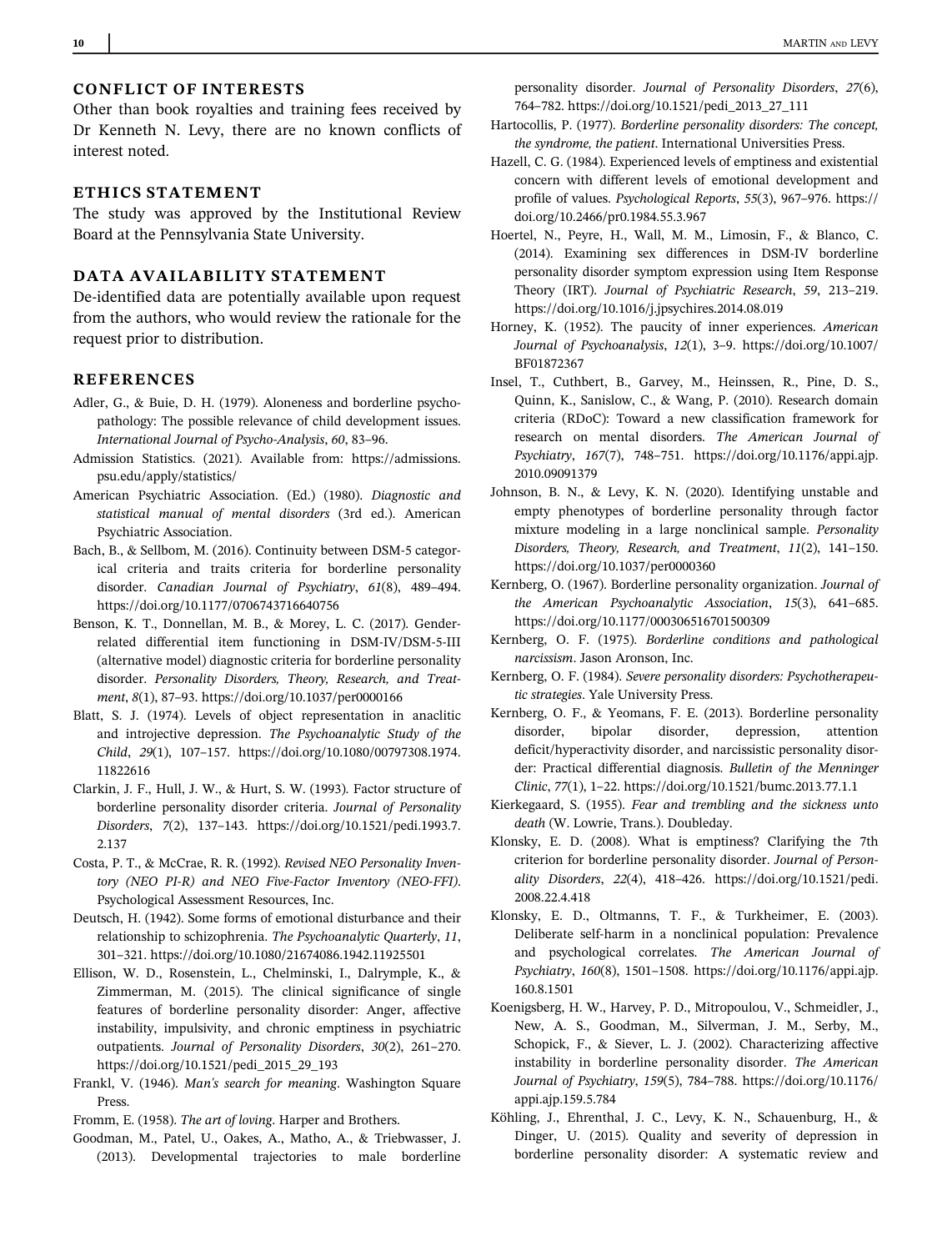## CONFLICT OF INTERESTS

Other than book royalties and training fees received by Dr Kenneth N. Levy, there are no known conflicts of interest noted.

## ETHICS STATEMENT

The study was approved by the Institutional Review Board at the Pennsylvania State University.

## DATA AVAILABILITY STATEMENT

De-identified data are potentially available upon request from the authors, who would review the rationale for the request prior to distribution.

## REFERENCES

Adler, G., & Buie, D. H. (1979). Aloneness and borderline psychopathology: The possible relevance of child development issues. *International Journal of Psycho-Analysis*, *60*, 83–96.

Admission Statistics. (2021). Available from: https://admissions.psu.edu/apply/statistics/

American Psychiatric Association. (Ed.) (1980). *Diagnostic and statistical manual of mental disorders* (3rd ed.). American Psychiatric Association.

Bach, B., & Sellbom, M. (2016). Continuity between DSM-5 categorical criteria and traits criteria for borderline personality disorder. *Canadian Journal of Psychiatry*, *61*(8), 489–494. https://doi.org/10.1177/0706743716640756

Benson, K. T., Donnellan, M. B., & Morey, L. C. (2017). Gender-related differential item functioning in DSM-IV/DSM-5-III (alternative model) diagnostic criteria for borderline personality disorder. *Personality Disorders, Theory, Research, and Treatment*, *8*(1), 87–93. https://doi.org/10.1037/per0000166

Blatt, S. J. (1974). Levels of object representation in anaclitic and introjective depression. *The Psychoanalytic Study of the Child*, *29*(1), 107–157. https://doi.org/10.1080/00797308.1974.11822616

Clarkin, J. F., Hull, J. W., & Hurt, S. W. (1993). Factor structure of borderline personality disorder criteria. *Journal of Personality Disorders*, *7*(2), 137–143. https://doi.org/10.1521/pedi.1993.7.2.137

Costa, P. T., & McCrae, R. R. (1992). *Revised NEO Personality Inventory (NEO PI-R) and NEO Five-Factor Inventory (NEO-FFI)*. Psychological Assessment Resources, Inc.

Deutsch, H. (1942). Some forms of emotional disturbance and their relationship to schizophrenia. *The Psychoanalytic Quarterly*, *11*, 301–321. https://doi.org/10.1080/21674086.1942.11925501

Ellison, W. D., Rosenstein, L., Chelminski, I., Dalrymple, K., & Zimmerman, M. (2015). The clinical significance of single features of borderline personality disorder: Anger, affective instability, impulsivity, and chronic emptiness in psychiatric outpatients. *Journal of Personality Disorders*, *30*(2), 261–270. https://doi.org/10.1521/pedi_2015_29_193

Frankl, V. (1946). *Man's search for meaning*. Washington Square Press.

Fromm, E. (1958). *The art of loving*. Harper and Brothers.

Goodman, M., Patel, U., Oakes, A., Matho, A., & Triebwasser, J. (2013). Developmental trajectories to male borderline personality disorder. *Journal of Personality Disorders*, *27*(6), 764–782. https://doi.org/10.1521/pedi_2013_27_111

Hartocollis, P. (1977). *Borderline personality disorders: The concept, the syndrome, the patient*. International Universities Press.

Hazell, C. G. (1984). Experienced levels of emptiness and existential concern with different levels of emotional development and profile of values. *Psychological Reports*, *55*(3), 967–976. https://doi.org/10.2466/pr0.1984.55.3.967

Hoertel, N., Peyre, H., Wall, M. M., Limosin, F., & Blanco, C. (2014). Examining sex differences in DSM-IV borderline personality disorder symptom expression using Item Response Theory (IRT). *Journal of Psychiatric Research*, *59*, 213–219. https://doi.org/10.1016/j.jpsychires.2014.08.019

Horney, K. (1952). The paucity of inner experiences. *American Journal of Psychoanalysis*, *12*(1), 3–9. https://doi.org/10.1007/BF01872367

Insel, T., Cuthbert, B., Garvey, M., Heinssen, R., Pine, D. S., Quinn, K., Sanislow, C., & Wang, P. (2010). Research domain criteria (RDoC): Toward a new classification framework for research on mental disorders. *The American Journal of Psychiatry*, *167*(7), 748–751. https://doi.org/10.1176/appi.ajp.2010.09091379

Johnson, B. N., & Levy, K. N. (2020). Identifying unstable and empty phenotypes of borderline personality through factor mixture modeling in a large nonclinical sample. *Personality Disorders, Theory, Research, and Treatment*, *11*(2), 141–150. https://doi.org/10.1037/per0000360

Kernberg, O. (1967). Borderline personality organization. *Journal of the American Psychoanalytic Association*, *15*(3), 641–685. https://doi.org/10.1177/000306516701500309

Kernberg, O. F. (1975). *Borderline conditions and pathological narcissism*. Jason Aronson, Inc.

Kernberg, O. F. (1984). *Severe personality disorders: Psychotherapeutic strategies*. Yale University Press.

Kernberg, O. F., & Yeomans, F. E. (2013). Borderline personality disorder, bipolar disorder, depression, attention deficit/hyperactivity disorder, and narcissistic personality disorder: Practical differential diagnosis. *Bulletin of the Menninger Clinic*, *77*(1), 1–22. https://doi.org/10.1521/bumc.2013.77.1.1

Kierkegaard, S. (1955). *Fear and trembling and the sickness unto death* (W. Lowrie, Trans.). Doubleday.

Klonsky, E. D. (2008). What is emptiness? Clarifying the 7th criterion for borderline personality disorder. *Journal of Personality Disorders*, *22*(4), 418–426. https://doi.org/10.1521/pedi.2008.22.4.418

Klonsky, E. D., Oltmanns, T. F., & Turkheimer, E. (2003). Deliberate self-harm in a nonclinical population: Prevalence and psychological correlates. *The American Journal of Psychiatry*, *160*(8), 1501–1508. https://doi.org/10.1176/appi.ajp.160.8.1501

Koenigsberg, H. W., Harvey, P. D., Mitropoulou, V., Schmeidler, J., New, A. S., Goodman, M., Silverman, J. M., Serby, M., Schopick, F., & Siever, L. J. (2002). Characterizing affective instability in borderline personality disorder. *The American Journal of Psychiatry*, *159*(5), 784–788. https://doi.org/10.1176/appi.ajp.159.5.784

Köhling, J., Ehrenthal, J. C., Levy, K. N., Schauenburg, H., & Dinger, U. (2015). Quality and severity of depression in borderline personality disorder: A systematic review and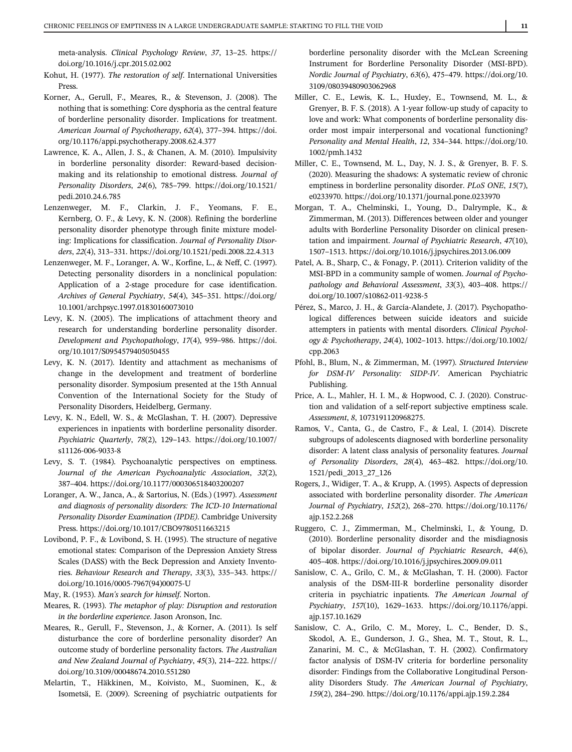meta-analysis. *Clinical Psychology Review*, *37*, 13–25. https://doi.org/10.1016/j.cpr.2015.02.002

Kohut, H. (1977). *The restoration of self*. International Universities Press.

Korner, A., Gerull, F., Meares, R., & Stevenson, J. (2008). The nothing that is something: Core dysphoria as the central feature of borderline personality disorder. Implications for treatment. *American Journal of Psychotherapy*, *62*(4), 377–394. https://doi.org/10.1176/appi.psychotherapy.2008.62.4.377

Lawrence, K. A., Allen, J. S., & Chanen, A. M. (2010). Impulsivity in borderline personality disorder: Reward-based decision-making and its relationship to emotional distress. *Journal of Personality Disorders*, *24*(6), 785–799. https://doi.org/10.1521/pedi.2010.24.6.785

Lenzenweger, M. F., Clarkin, J. F., Yeomans, F. E., Kernberg, O. F., & Levy, K. N. (2008). Refining the borderline personality disorder phenotype through finite mixture modeling: Implications for classification. *Journal of Personality Disorders*, *22*(4), 313–331. https://doi.org/10.1521/pedi.2008.22.4.313

Lenzenweger, M. F., Loranger, A. W., Korfine, L., & Neff, C. (1997). Detecting personality disorders in a nonclinical population: Application of a 2-stage procedure for case identification. *Archives of General Psychiatry*, *54*(4), 345–351. https://doi.org/10.1001/archpsyc.1997.01830160073010

Levy, K. N. (2005). The implications of attachment theory and research for understanding borderline personality disorder. *Development and Psychopathology*, *17*(4), 959–986. https://doi.org/10.1017/S0954579405050455

Levy, K. N. (2017). Identity and attachment as mechanisms of change in the development and treatment of borderline personality disorder. Symposium presented at the 15th Annual Convention of the International Society for the Study of Personality Disorders, Heidelberg, Germany.

Levy, K. N., Edell, W. S., & McGlashan, T. H. (2007). Depressive experiences in inpatients with borderline personality disorder. *Psychiatric Quarterly*, *78*(2), 129–143. https://doi.org/10.1007/s11126-006-9033-8

Levy, S. T. (1984). Psychoanalytic perspectives on emptiness. *Journal of the American Psychoanalytic Association*, *32*(2), 387–404. https://doi.org/10.1177/000306518403200207

Loranger, A. W., Janca, A., & Sartorius, N. (Eds.) (1997). *Assessment and diagnosis of personality disorders: The ICD-10 International Personality Disorder Examination (IPDE)*. Cambridge University Press. https://doi.org/10.1017/CBO9780511663215

Lovibond, P. F., & Lovibond, S. H. (1995). The structure of negative emotional states: Comparison of the Depression Anxiety Stress Scales (DASS) with the Beck Depression and Anxiety Inventories. *Behaviour Research and Therapy*, *33*(3), 335–343. https://doi.org/10.1016/0005-7967(94)00075-U

May, R. (1953). *Man's search for himself*. Norton.

Meares, R. (1993). *The metaphor of play: Disruption and restoration in the borderline experience*. Jason Aronson, Inc.

Meares, R., Gerull, F., Stevenson, J., & Korner, A. (2011). Is self disturbance the core of borderline personality disorder? An outcome study of borderline personality factors. *The Australian and New Zealand Journal of Psychiatry*, *45*(3), 214–222. https://doi.org/10.3109/00048674.2010.551280

Melartin, T., Häkkinen, M., Koivisto, M., Suominen, K., & Isometsä, E. (2009). Screening of psychiatric outpatients for borderline personality disorder with the McLean Screening Instrument for Borderline Personality Disorder (MSI-BPD). *Nordic Journal of Psychiatry*, *63*(6), 475–479. https://doi.org/10.3109/08039480903062968

Miller, C. E., Lewis, K. L., Huxley, E., Townsend, M. L., & Grenyer, B. F. S. (2018). A 1-year follow-up study of capacity to love and work: What components of borderline personality disorder most impair interpersonal and vocational functioning? *Personality and Mental Health*, *12*, 334–344. https://doi.org/10.1002/pmh.1432

Miller, C. E., Townsend, M. L., Day, N. J. S., & Grenyer, B. F. S. (2020). Measuring the shadows: A systematic review of chronic emptiness in borderline personality disorder. *PLoS ONE*, *15*(7), e0233970. https://doi.org/10.1371/journal.pone.0233970

Morgan, T. A., Chelminski, I., Young, D., Dalrymple, K., & Zimmerman, M. (2013). Differences between older and younger adults with Borderline Personality Disorder on clinical presentation and impairment. *Journal of Psychiatric Research*, *47*(10), 1507–1513. https://doi.org/10.1016/j.jpsychires.2013.06.009

Patel, A. B., Sharp, C., & Fonagy, P. (2011). Criterion validity of the MSI-BPD in a community sample of women. *Journal of Psychopathology and Behavioral Assessment*, *33*(3), 403–408. https://doi.org/10.1007/s10862-011-9238-5

Pérez, S., Marco, J. H., & García-Alandete, J. (2017). Psychopathological differences between suicide ideators and suicide attempters in patients with mental disorders. *Clinical Psychology & Psychotherapy*, *24*(4), 1002–1013. https://doi.org/10.1002/cpp.2063

Pfohl, B., Blum, N., & Zimmerman, M. (1997). *Structured Interview for DSM-IV Personality: SIDP-IV*. American Psychiatric Publishing.

Price, A. L., Mahler, H. I. M., & Hopwood, C. J. (2020). Construction and validation of a self-report subjective emptiness scale. *Assessment*, *8*, 1073191120968275.

Ramos, V., Canta, G., de Castro, F., & Leal, I. (2014). Discrete subgroups of adolescents diagnosed with borderline personality disorder: A latent class analysis of personality features. *Journal of Personality Disorders*, *28*(4), 463–482. https://doi.org/10.1521/pedi_2013_27_126

Rogers, J., Widiger, T. A., & Krupp, A. (1995). Aspects of depression associated with borderline personality disorder. *The American Journal of Psychiatry*, *152*(2), 268–270. https://doi.org/10.1176/ajp.152.2.268

Ruggero, C. J., Zimmerman, M., Chelminski, I., & Young, D. (2010). Borderline personality disorder and the misdiagnosis of bipolar disorder. *Journal of Psychiatric Research*, *44*(6), 405–408. https://doi.org/10.1016/j.jpsychires.2009.09.011

Sanislow, C. A., Grilo, C. M., & McGlashan, T. H. (2000). Factor analysis of the DSM-III-R borderline personality disorder criteria in psychiatric inpatients. *The American Journal of Psychiatry*, *157*(10), 1629–1633. https://doi.org/10.1176/appi.ajp.157.10.1629

Sanislow, C. A., Grilo, C. M., Morey, L. C., Bender, D. S., Skodol, A. E., Gunderson, J. G., Shea, M. T., Stout, R. L., Zanarini, M. C., & McGlashan, T. H. (2002). Confirmatory factor analysis of DSM-IV criteria for borderline personality disorder: Findings from the Collaborative Longitudinal Personality Disorders Study. *The American Journal of Psychiatry*, *159*(2), 284–290. https://doi.org/10.1176/appi.ajp.159.2.284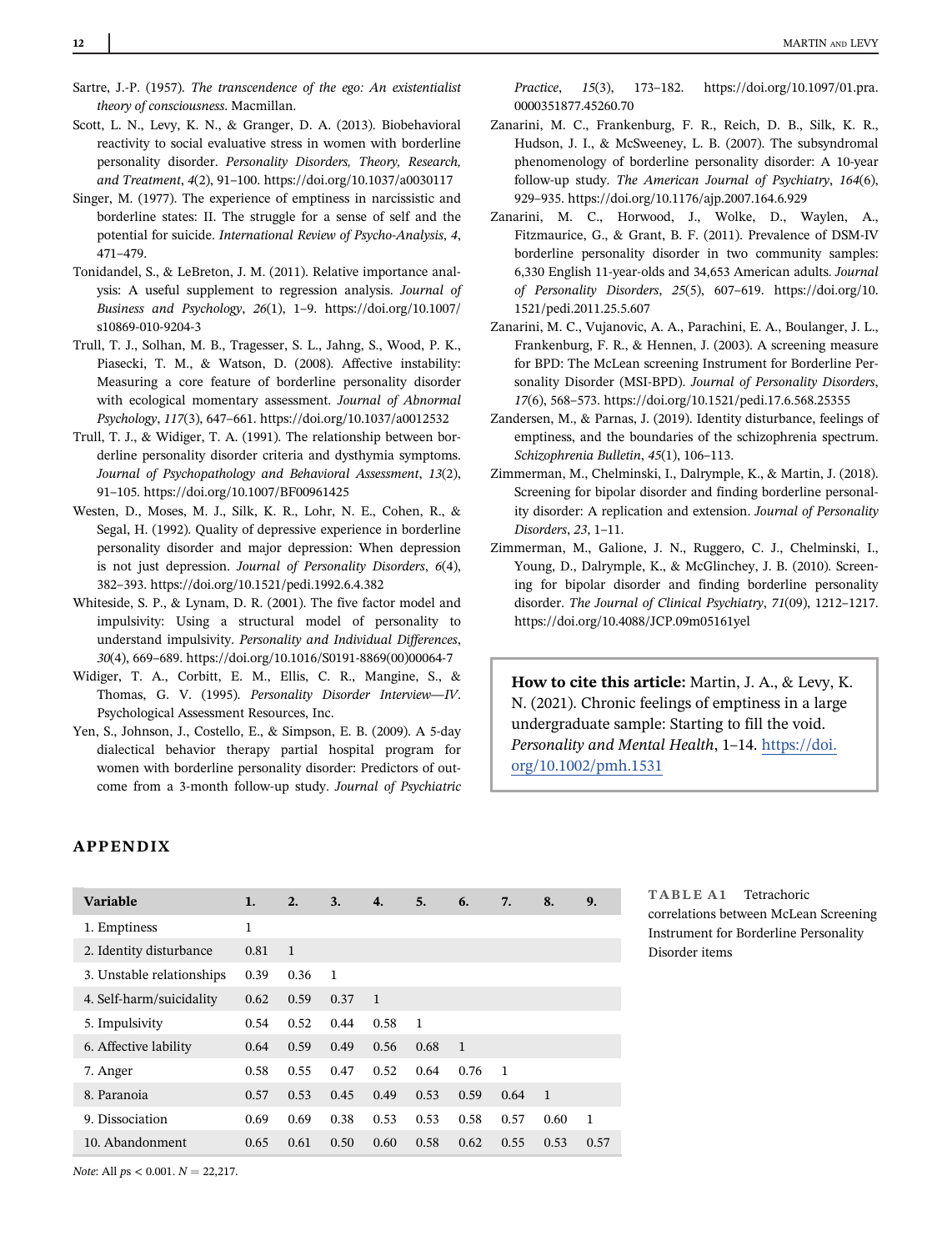Sartre, J.-P. (1957). *The transcendence of the ego: An existentialist theory of consciousness*. Macmillan.

Scott, L. N., Levy, K. N., & Granger, D. A. (2013). Biobehavioral reactivity to social evaluative stress in women with borderline personality disorder. *Personality Disorders, Theory, Research, and Treatment*, *4*(2), 91–100. https://doi.org/10.1037/a0030117

Singer, M. (1977). The experience of emptiness in narcissistic and borderline states: II. The struggle for a sense of self and the potential for suicide. *International Review of Psycho-Analysis*, *4*, 471–479.

Tonidandel, S., & LeBreton, J. M. (2011). Relative importance analysis: A useful supplement to regression analysis. *Journal of Business and Psychology*, *26*(1), 1–9. https://doi.org/10.1007/s10869-010-9204-3

Trull, T. J., Solhan, M. B., Tragesser, S. L., Jahng, S., Wood, P. K., Piasecki, T. M., & Watson, D. (2008). Affective instability: Measuring a core feature of borderline personality disorder with ecological momentary assessment. *Journal of Abnormal Psychology*, *117*(3), 647–661. https://doi.org/10.1037/a0012532

Trull, T. J., & Widiger, T. A. (1991). The relationship between borderline personality disorder criteria and dysthymia symptoms. *Journal of Psychopathology and Behavioral Assessment*, *13*(2), 91–105. https://doi.org/10.1007/BF00961425

Westen, D., Moses, M. J., Silk, K. R., Lohr, N. E., Cohen, R., & Segal, H. (1992). Quality of depressive experience in borderline personality disorder and major depression: When depression is not just depression. *Journal of Personality Disorders*, *6*(4), 382–393. https://doi.org/10.1521/pedi.1992.6.4.382

Whiteside, S. P., & Lynam, D. R. (2001). The five factor model and impulsivity: Using a structural model of personality to understand impulsivity. *Personality and Individual Differences*, *30*(4), 669–689. https://doi.org/10.1016/S0191-8869(00)00064-7

Widiger, T. A., Corbitt, E. M., Ellis, C. R., Mangine, S., & Thomas, G. V. (1995). *Personality Disorder Interview—IV*. Psychological Assessment Resources, Inc.

Yen, S., Johnson, J., Costello, E., & Simpson, E. B. (2009). A 5-day dialectical behavior therapy partial hospital program for women with borderline personality disorder: Predictors of outcome from a 3-month follow-up study. *Journal of Psychiatric Practice*, *15*(3), 173–182. https://doi.org/10.1097/01.pra.0000351877.45260.70

Zanarini, M. C., Frankenburg, F. R., Reich, D. B., Silk, K. R., Hudson, J. I., & McSweeney, L. B. (2007). The subsyndromal phenomenology of borderline personality disorder: A 10-year follow-up study. *The American Journal of Psychiatry*, *164*(6), 929–935. https://doi.org/10.1176/ajp.2007.164.6.929

Zanarini, M. C., Horwood, J., Wolke, D., Waylen, A., Fitzmaurice, G., & Grant, B. F. (2011). Prevalence of DSM-IV borderline personality disorder in two community samples: 6,330 English 11-year-olds and 34,653 American adults. *Journal of Personality Disorders*, *25*(5), 607–619. https://doi.org/10.1521/pedi.2011.25.5.607

Zanarini, M. C., Vujanovic, A. A., Parachini, E. A., Boulanger, J. L., Frankenburg, F. R., & Hennen, J. (2003). A screening measure for BPD: The McLean screening Instrument for Borderline Personality Disorder (MSI-BPD). *Journal of Personality Disorders*, *17*(6), 568–573. https://doi.org/10.1521/pedi.17.6.568.25355

Zandersen, M., & Parnas, J. (2019). Identity disturbance, feelings of emptiness, and the boundaries of the schizophrenia spectrum. *Schizophrenia Bulletin*, *45*(1), 106–113.

Zimmerman, M., Chelminski, I., Dalrymple, K., & Martin, J. (2018). Screening for bipolar disorder and finding borderline personality disorder: A replication and extension. *Journal of Personality Disorders*, *23*, 1–11.

Zimmerman, M., Galione, J. N., Ruggero, C. J., Chelminski, I., Young, D., Dalrymple, K., & McGlinchey, J. B. (2010). Screening for bipolar disorder and finding borderline personality disorder. *The Journal of Clinical Psychiatry*, *71*(09), 1212–1217. https://doi.org/10.4088/JCP.09m05161yel

**How to cite this article:** Martin, J. A., & Levy, K. N. (2021). Chronic feelings of emptiness in a large undergraduate sample: Starting to fill the void. *Personality and Mental Health*, 1–14. https://doi.org/10.1002/pmh.1531

## APPENDIX

**TABLE A1** Tetrachoric correlations between McLean Screening Instrument for Borderline Personality Disorder items

| Variable | 1. | 2. | 3. | 4. | 5. | 6. | 7. | 8. | 9. |
|---|---|---|---|---|---|---|---|---|---|
| 1. Emptiness | 1 | | | | | | | | |
| 2. Identity disturbance | 0.81 | 1 | | | | | | | |
| 3. Unstable relationships | 0.39 | 0.36 | 1 | | | | | | |
| 4. Self-harm/suicidality | 0.62 | 0.59 | 0.37 | 1 | | | | | |
| 5. Impulsivity | 0.54 | 0.52 | 0.44 | 0.58 | 1 | | | | |
| 6. Affective lability | 0.64 | 0.59 | 0.49 | 0.56 | 0.68 | 1 | | | |
| 7. Anger | 0.58 | 0.55 | 0.47 | 0.52 | 0.64 | 0.76 | 1 | | |
| 8. Paranoia | 0.57 | 0.53 | 0.45 | 0.49 | 0.53 | 0.59 | 0.64 | 1 | |
| 9. Dissociation | 0.69 | 0.69 | 0.38 | 0.53 | 0.53 | 0.58 | 0.57 | 0.60 | 1 |
| 10. Abandonment | 0.65 | 0.61 | 0.50 | 0.60 | 0.58 | 0.62 | 0.55 | 0.53 | 0.57 |

*Note*: All $ps < 0.001$. $N = 22{,}217$.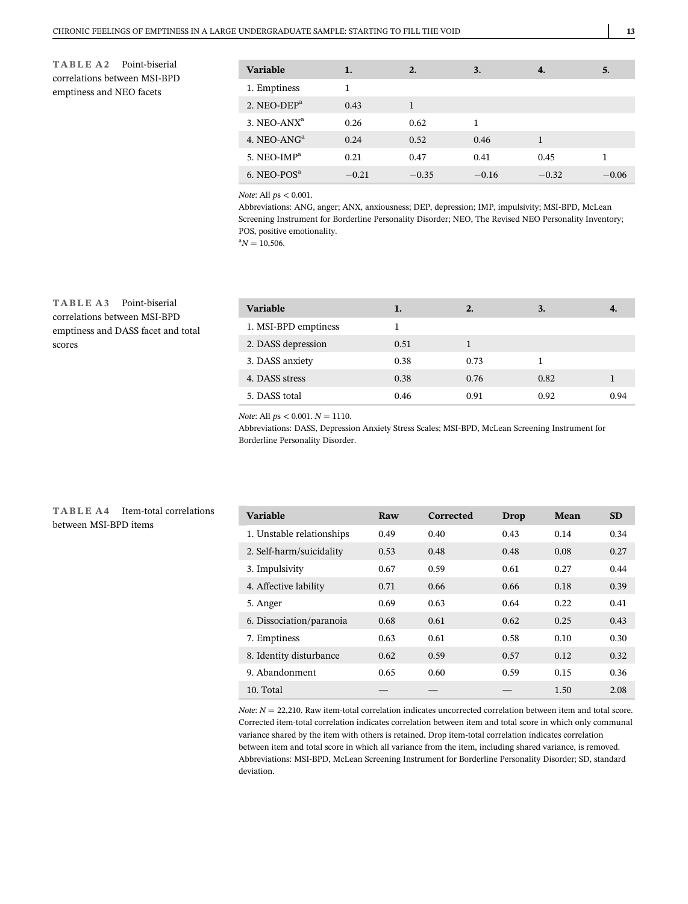**TABLE A2** Point-biserial correlations between MSI-BPD emptiness and NEO facets

| Variable | 1. | 2. | 3. | 4. | 5. |
|---|---|---|---|---|---|
| 1. Emptiness | 1 | | | | |
| 2. NEO-DEP[a] | 0.43 | 1 | | | |
| 3. NEO-ANX[a] | 0.26 | 0.62 | 1 | | |
| 4. NEO-ANG[a] | 0.24 | 0.52 | 0.46 | 1 | |
| 5. NEO-IMP[a] | 0.21 | 0.47 | 0.41 | 0.45 | 1 |
| 6. NEO-POS[a] | −0.21 | −0.35 | −0.16 | −0.32 | −0.06 |

*Note*: All $ps < 0.001$.

Abbreviations: ANG, anger; ANX, anxiousness; DEP, depression; IMP, impulsivity; MSI-BPD, McLean Screening Instrument for Borderline Personality Disorder; NEO, The Revised NEO Personality Inventory; POS, positive emotionality.

[a]$N = 10{,}506$.

**TABLE A3** Point-biserial correlations between MSI-BPD emptiness and DASS facet and total scores

| Variable | 1. | 2. | 3. | 4. |
|---|---|---|---|---|
| 1. MSI-BPD emptiness | 1 | | | |
| 2. DASS depression | 0.51 | 1 | | |
| 3. DASS anxiety | 0.38 | 0.73 | 1 | |
| 4. DASS stress | 0.38 | 0.76 | 0.82 | 1 |
| 5. DASS total | 0.46 | 0.91 | 0.92 | 0.94 |

*Note*: All $ps < 0.001$. $N = 1110$.

Abbreviations: DASS, Depression Anxiety Stress Scales; MSI-BPD, McLean Screening Instrument for Borderline Personality Disorder.

**TABLE A4** Item-total correlations between MSI-BPD items

| Variable | Raw | Corrected | Drop | Mean | SD |
|---|---|---|---|---|---|
| 1. Unstable relationships | 0.49 | 0.40 | 0.43 | 0.14 | 0.34 |
| 2. Self-harm/suicidality | 0.53 | 0.48 | 0.48 | 0.08 | 0.27 |
| 3. Impulsivity | 0.67 | 0.59 | 0.61 | 0.27 | 0.44 |
| 4. Affective lability | 0.71 | 0.66 | 0.66 | 0.18 | 0.39 |
| 5. Anger | 0.69 | 0.63 | 0.64 | 0.22 | 0.41 |
| 6. Dissociation/paranoia | 0.68 | 0.61 | 0.62 | 0.25 | 0.43 |
| 7. Emptiness | 0.63 | 0.61 | 0.58 | 0.10 | 0.30 |
| 8. Identity disturbance | 0.62 | 0.59 | 0.57 | 0.12 | 0.32 |
| 9. Abandonment | 0.65 | 0.60 | 0.59 | 0.15 | 0.36 |
| 10. Total | — | — | — | 1.50 | 2.08 |

*Note*: $N = 22{,}210$. Raw item-total correlation indicates uncorrected correlation between item and total score. Corrected item-total correlation indicates correlation between item and total score in which only communal variance shared by the item with others is retained. Drop item-total correlation indicates correlation between item and total score in which all variance from the item, including shared variance, is removed.

Abbreviations: MSI-BPD, McLean Screening Instrument for Borderline Personality Disorder; SD, standard deviation.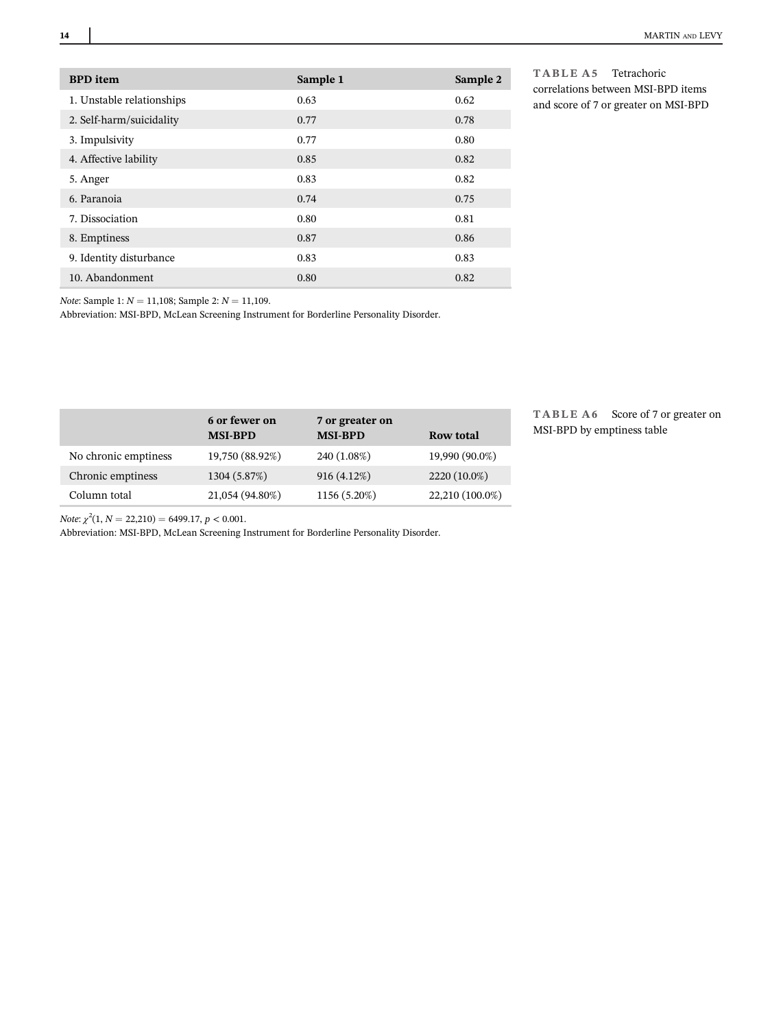**TABLE A5** Tetrachoric correlations between MSI-BPD items and score of 7 or greater on MSI-BPD

| BPD item | Sample 1 | Sample 2 |
| --- | --- | --- |
| 1. Unstable relationships | 0.63 | 0.62 |
| 2. Self-harm/suicidality | 0.77 | 0.78 |
| 3. Impulsivity | 0.77 | 0.80 |
| 4. Affective lability | 0.85 | 0.82 |
| 5. Anger | 0.83 | 0.82 |
| 6. Paranoia | 0.74 | 0.75 |
| 7. Dissociation | 0.80 | 0.81 |
| 8. Emptiness | 0.87 | 0.86 |
| 9. Identity disturbance | 0.83 | 0.83 |
| 10. Abandonment | 0.80 | 0.82 |

*Note*: Sample 1: $N = 11{,}108$; Sample 2: $N = 11{,}109$.
Abbreviation: MSI-BPD, McLean Screening Instrument for Borderline Personality Disorder.

**TABLE A6** Score of 7 or greater on MSI-BPD by emptiness table

| | 6 or fewer on MSI-BPD | 7 or greater on MSI-BPD | Row total |
| --- | --- | --- | --- |
| No chronic emptiness | 19,750 (88.92%) | 240 (1.08%) | 19,990 (90.0%) |
| Chronic emptiness | 1304 (5.87%) | 916 (4.12%) | 2220 (10.0%) |
| Column total | 21,054 (94.80%) | 1156 (5.20%) | 22,210 (100.0%) |

*Note*: $\chi^2(1, N = 22{,}210) = 6499.17$, $p < 0.001$.
Abbreviation: MSI-BPD, McLean Screening Instrument for Borderline Personality Disorder.